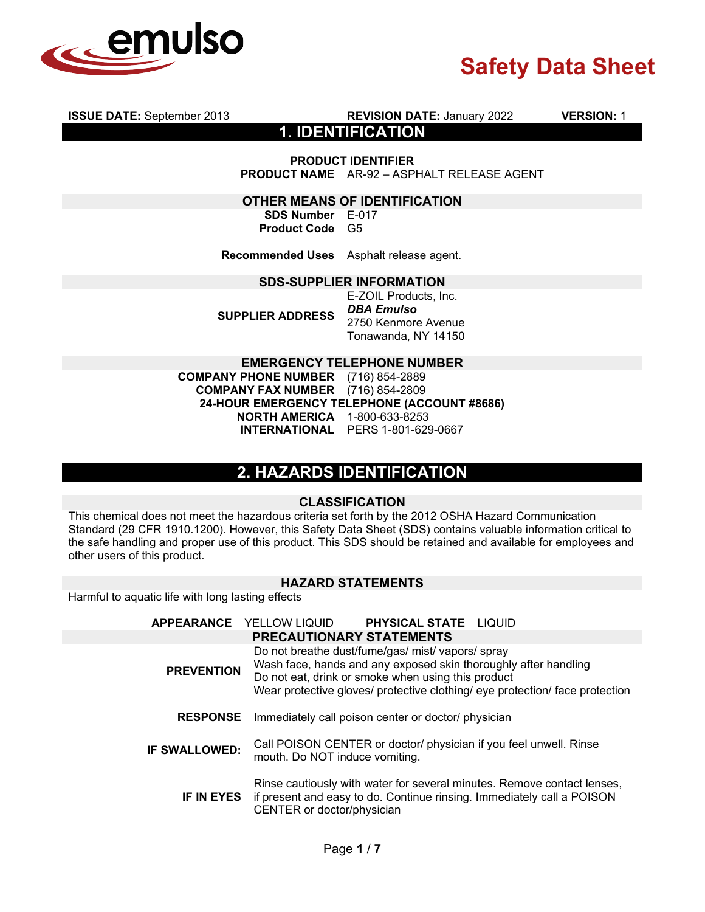# Safety Data Sheet

**ISSUE DATE:** September 2013 **REVISION DATE:** January 2022 **VERSION:** 1

## 1. IDENTIFICATION

### PRODUCT IDENTIFIER

**PRODUCT NAME** AR-92 – ASPHALT RELEASE AGENT

### OTHER MEANS OF IDENTIFICATION

**SDS Number** E-017
**Product Code** G5

**Recommended Uses** Asphalt release agent.

### SDS-SUPPLIER INFORMATION

**SUPPLIER ADDRESS**
E-ZOIL Products, Inc.
***DBA Emulso***
2750 Kenmore Avenue
Tonawanda, NY 14150

### EMERGENCY TELEPHONE NUMBER

**COMPANY PHONE NUMBER** (716) 854-2889
**COMPANY FAX NUMBER** (716) 854-2809

**24-HOUR EMERGENCY TELEPHONE (ACCOUNT #8686)**

**NORTH AMERICA** 1-800-633-8253
**INTERNATIONAL** PERS 1-801-629-0667

## 2. HAZARDS IDENTIFICATION

### CLASSIFICATION

This chemical does not meet the hazardous criteria set forth by the 2012 OSHA Hazard Communication Standard (29 CFR 1910.1200). However, this Safety Data Sheet (SDS) contains valuable information critical to the safe handling and proper use of this product. This SDS should be retained and available for employees and other users of this product.

### HAZARD STATEMENTS

Harmful to aquatic life with long lasting effects

**APPEARANCE** YELLOW LIQUID **PHYSICAL STATE** LIQUID

### PRECAUTIONARY STATEMENTS

**PREVENTION**
Do not breathe dust/fume/gas/ mist/ vapors/ spray
Wash face, hands and any exposed skin thoroughly after handling
Do not eat, drink or smoke when using this product
Wear protective gloves/ protective clothing/ eye protection/ face protection

**RESPONSE** Immediately call poison center or doctor/ physician

**IF SWALLOWED:** Call POISON CENTER or doctor/ physician if you feel unwell. Rinse mouth. Do NOT induce vomiting.

**IF IN EYES** Rinse cautiously with water for several minutes. Remove contact lenses, if present and easy to do. Continue rinsing. Immediately call a POISON CENTER or doctor/physician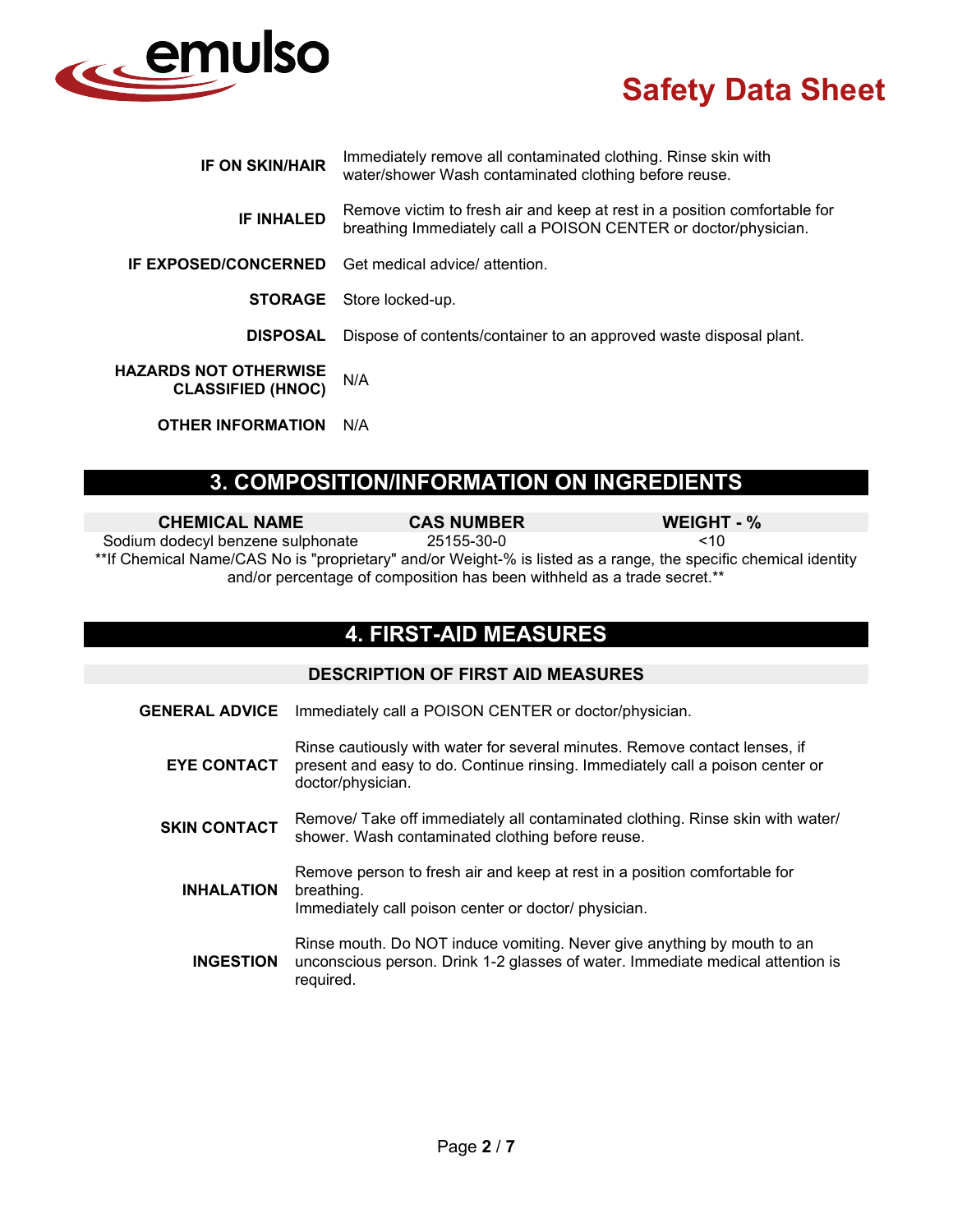**IF ON SKIN/HAIR** Immediately remove all contaminated clothing. Rinse skin with water/shower Wash contaminated clothing before reuse.

**IF INHALED** Remove victim to fresh air and keep at rest in a position comfortable for breathing Immediately call a POISON CENTER or doctor/physician.

**IF EXPOSED/CONCERNED** Get medical advice/ attention.

**STORAGE** Store locked-up.

**DISPOSAL** Dispose of contents/container to an approved waste disposal plant.

**HAZARDS NOT OTHERWISE CLASSIFIED (HNOC)** N/A

**OTHER INFORMATION** N/A

## 3. COMPOSITION/INFORMATION ON INGREDIENTS

| CHEMICAL NAME | CAS NUMBER | WEIGHT - % |
|---|---|---|
| Sodium dodecyl benzene sulphonate | 25155-30-0 | <10 |

**If Chemical Name/CAS No is "proprietary" and/or Weight-% is listed as a range, the specific chemical identity and/or percentage of composition has been withheld as a trade secret.**

## 4. FIRST-AID MEASURES

### DESCRIPTION OF FIRST AID MEASURES

**GENERAL ADVICE** Immediately call a POISON CENTER or doctor/physician.

**EYE CONTACT** Rinse cautiously with water for several minutes. Remove contact lenses, if present and easy to do. Continue rinsing. Immediately call a poison center or doctor/physician.

**SKIN CONTACT** Remove/ Take off immediately all contaminated clothing. Rinse skin with water/ shower. Wash contaminated clothing before reuse.

**INHALATION** Remove person to fresh air and keep at rest in a position comfortable for breathing.
Immediately call poison center or doctor/ physician.

**INGESTION** Rinse mouth. Do NOT induce vomiting. Never give anything by mouth to an unconscious person. Drink 1-2 glasses of water. Immediate medical attention is required.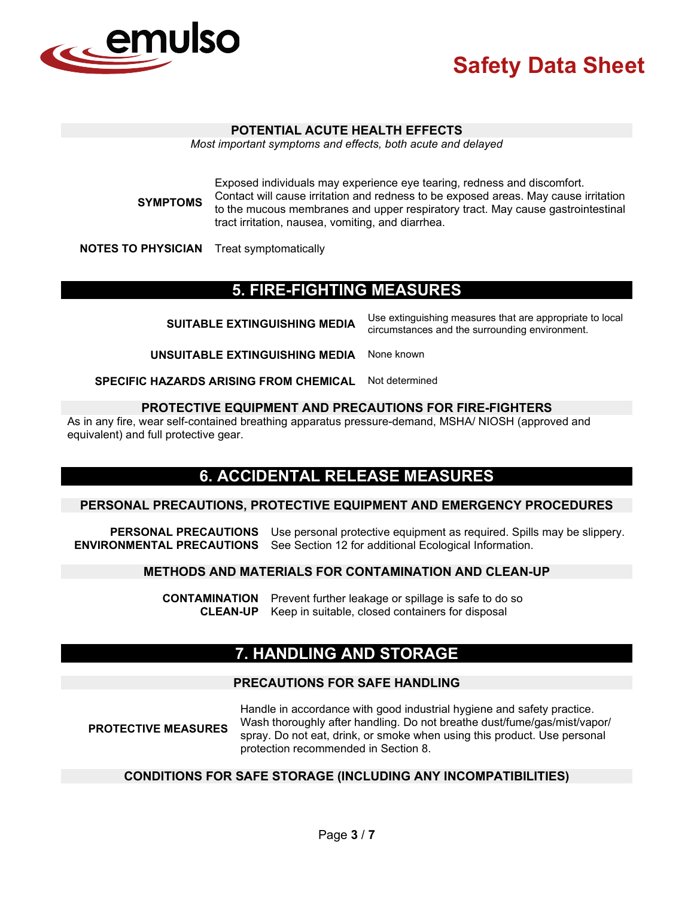### POTENTIAL ACUTE HEALTH EFFECTS

*Most important symptoms and effects, both acute and delayed*

**SYMPTOMS** Exposed individuals may experience eye tearing, redness and discomfort. Contact will cause irritation and redness to be exposed areas. May cause irritation to the mucous membranes and upper respiratory tract. May cause gastrointestinal tract irritation, nausea, vomiting, and diarrhea.

**NOTES TO PHYSICIAN** Treat symptomatically

## 5. FIRE-FIGHTING MEASURES

**SUITABLE EXTINGUISHING MEDIA** Use extinguishing measures that are appropriate to local circumstances and the surrounding environment.

**UNSUITABLE EXTINGUISHING MEDIA** None known

**SPECIFIC HAZARDS ARISING FROM CHEMICAL** Not determined

### PROTECTIVE EQUIPMENT AND PRECAUTIONS FOR FIRE-FIGHTERS

As in any fire, wear self-contained breathing apparatus pressure-demand, MSHA/ NIOSH (approved and equivalent) and full protective gear.

## 6. ACCIDENTAL RELEASE MEASURES

### PERSONAL PRECAUTIONS, PROTECTIVE EQUIPMENT AND EMERGENCY PROCEDURES

**PERSONAL PRECAUTIONS** Use personal protective equipment as required. Spills may be slippery.
**ENVIRONMENTAL PRECAUTIONS** See Section 12 for additional Ecological Information.

### METHODS AND MATERIALS FOR CONTAMINATION AND CLEAN-UP

**CONTAMINATION** Prevent further leakage or spillage is safe to do so
**CLEAN-UP** Keep in suitable, closed containers for disposal

## 7. HANDLING AND STORAGE

### PRECAUTIONS FOR SAFE HANDLING

**PROTECTIVE MEASURES** Handle in accordance with good industrial hygiene and safety practice. Wash thoroughly after handling. Do not breathe dust/fume/gas/mist/vapor/ spray. Do not eat, drink, or smoke when using this product. Use personal protection recommended in Section 8.

### CONDITIONS FOR SAFE STORAGE (INCLUDING ANY INCOMPATIBILITIES)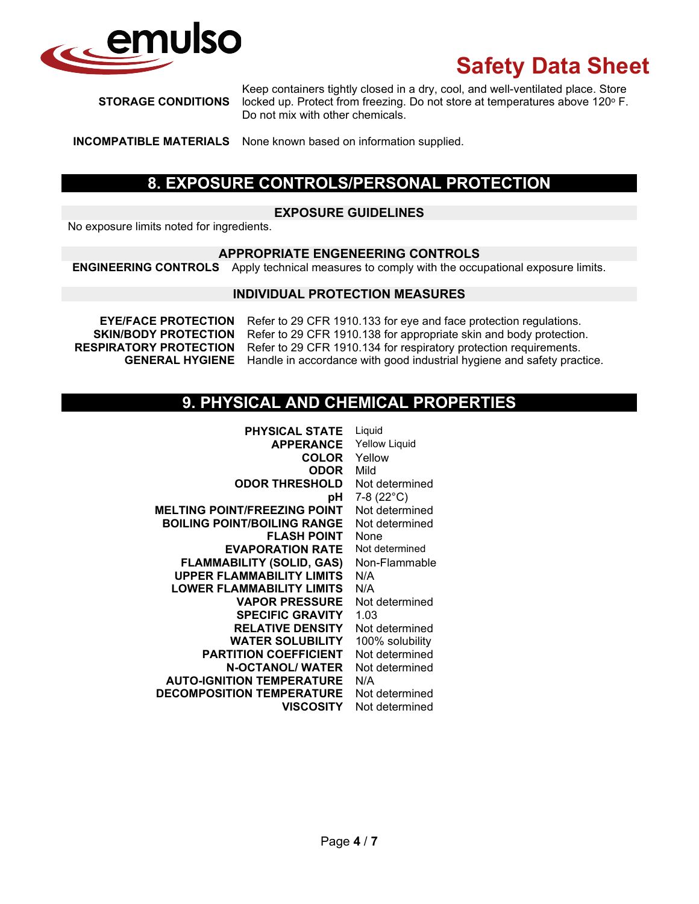**STORAGE CONDITIONS** Keep containers tightly closed in a dry, cool, and well-ventilated place. Store locked up. Protect from freezing. Do not store at temperatures above 120° F. Do not mix with other chemicals.

**INCOMPATIBLE MATERIALS** None known based on information supplied.

## 8. EXPOSURE CONTROLS/PERSONAL PROTECTION

### EXPOSURE GUIDELINES

No exposure limits noted for ingredients.

### APPROPRIATE ENGENEERING CONTROLS

**ENGINEERING CONTROLS** Apply technical measures to comply with the occupational exposure limits.

### INDIVIDUAL PROTECTION MEASURES

**EYE/FACE PROTECTION** Refer to 29 CFR 1910.133 for eye and face protection regulations.
**SKIN/BODY PROTECTION** Refer to 29 CFR 1910.138 for appropriate skin and body protection.
**RESPIRATORY PROTECTION** Refer to 29 CFR 1910.134 for respiratory protection requirements.
**GENERAL HYGIENE** Handle in accordance with good industrial hygiene and safety practice.

## 9. PHYSICAL AND CHEMICAL PROPERTIES

| | |
|---|---|
| **PHYSICAL STATE** | Liquid |
| **APPERANCE** | Yellow Liquid |
| **COLOR** | Yellow |
| **ODOR** | Mild |
| **ODOR THRESHOLD** | Not determined |
| **pH** | 7-8 (22°C) |
| **MELTING POINT/FREEZING POINT** | Not determined |
| **BOILING POINT/BOILING RANGE** | Not determined |
| **FLASH POINT** | None |
| **EVAPORATION RATE** | Not determined |
| **FLAMMABILITY (SOLID, GAS)** | Non-Flammable |
| **UPPER FLAMMABILITY LIMITS** | N/A |
| **LOWER FLAMMABILITY LIMITS** | N/A |
| **VAPOR PRESSURE** | Not determined |
| **SPECIFIC GRAVITY** | 1.03 |
| **RELATIVE DENSITY** | Not determined |
| **WATER SOLUBILITY** | 100% solubility |
| **PARTITION COEFFICIENT** | Not determined |
| **N-OCTANOL/ WATER** | Not determined |
| **AUTO-IGNITION TEMPERATURE** | N/A |
| **DECOMPOSITION TEMPERATURE** | Not determined |
| **VISCOSITY** | Not determined |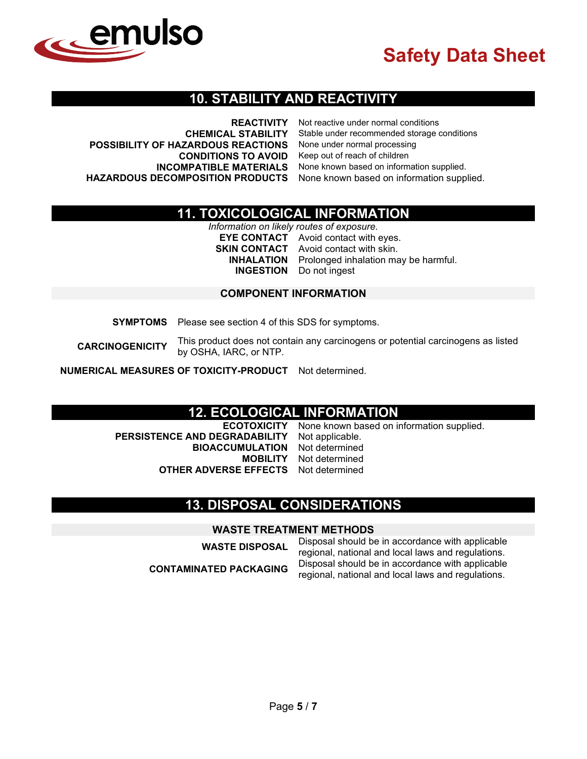## 10. STABILITY AND REACTIVITY

**REACTIVITY** Not reactive under normal conditions

**CHEMICAL STABILITY** Stable under recommended storage conditions

**POSSIBILITY OF HAZARDOUS REACTIONS** None under normal processing

**CONDITIONS TO AVOID** Keep out of reach of children

**INCOMPATIBLE MATERIALS** None known based on information supplied.

**HAZARDOUS DECOMPOSITION PRODUCTS** None known based on information supplied.

## 11. TOXICOLOGICAL INFORMATION

*Information on likely routes of exposure.*

**EYE CONTACT** Avoid contact with eyes.

**SKIN CONTACT** Avoid contact with skin.

**INHALATION** Prolonged inhalation may be harmful.

**INGESTION** Do not ingest

### COMPONENT INFORMATION

**SYMPTOMS** Please see section 4 of this SDS for symptoms.

**CARCINOGENICITY** This product does not contain any carcinogens or potential carcinogens as listed by OSHA, IARC, or NTP.

**NUMERICAL MEASURES OF TOXICITY-PRODUCT** Not determined.

## 12. ECOLOGICAL INFORMATION

**ECOTOXICITY** None known based on information supplied.

**PERSISTENCE AND DEGRADABILITY** Not applicable.

**BIOACCUMULATION** Not determined

**MOBILITY** Not determined

**OTHER ADVERSE EFFECTS** Not determined

## 13. DISPOSAL CONSIDERATIONS

### WASTE TREATMENT METHODS

**WASTE DISPOSAL** Disposal should be in accordance with applicable regional, national and local laws and regulations.

**CONTAMINATED PACKAGING** Disposal should be in accordance with applicable regional, national and local laws and regulations.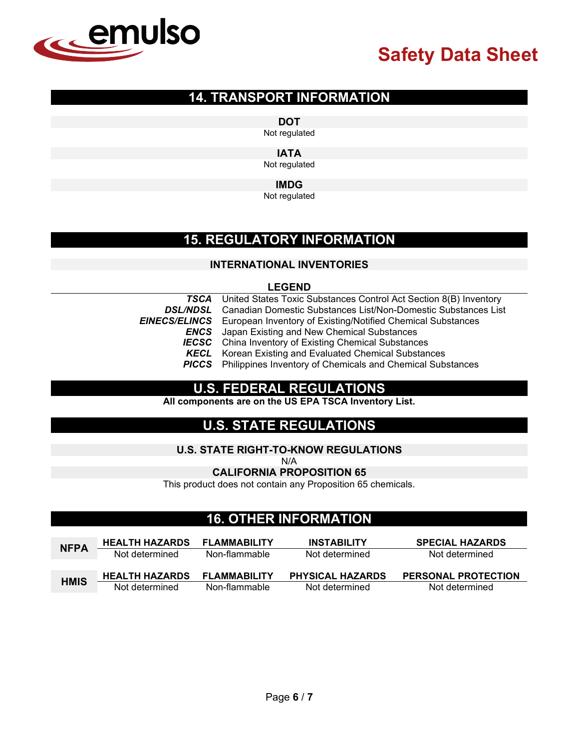## 14. TRANSPORT INFORMATION

**DOT**

Not regulated

**IATA**

Not regulated

**IMDG**

Not regulated

## 15. REGULATORY INFORMATION

### INTERNATIONAL INVENTORIES

**LEGEND**

| | |
|---|---|
| ***TSCA*** | United States Toxic Substances Control Act Section 8(B) Inventory |
| ***DSL/NDSL*** | Canadian Domestic Substances List/Non-Domestic Substances List |
| ***EINECS/ELINCS*** | European Inventory of Existing/Notified Chemical Substances |
| ***ENCS*** | Japan Existing and New Chemical Substances |
| ***IECSC*** | China Inventory of Existing Chemical Substances |
| ***KECL*** | Korean Existing and Evaluated Chemical Substances |
| ***PICCS*** | Philippines Inventory of Chemicals and Chemical Substances |

## U.S. FEDERAL REGULATIONS

**All components are on the US EPA TSCA Inventory List.**

## U.S. STATE REGULATIONS

### U.S. STATE RIGHT-TO-KNOW REGULATIONS

N/A

### CALIFORNIA PROPOSITION 65

This product does not contain any Proposition 65 chemicals.

## 16. OTHER INFORMATION

| NFPA | HEALTH HAZARDS | FLAMMABILITY | INSTABILITY | SPECIAL HAZARDS |
|---|---|---|---|---|
| | Not determined | Non-flammable | Not determined | Not determined |

| HMIS | HEALTH HAZARDS | FLAMMABILITY | PHYSICAL HAZARDS | PERSONAL PROTECTION |
|---|---|---|---|---|
| | Not determined | Non-flammable | Not determined | Not determined |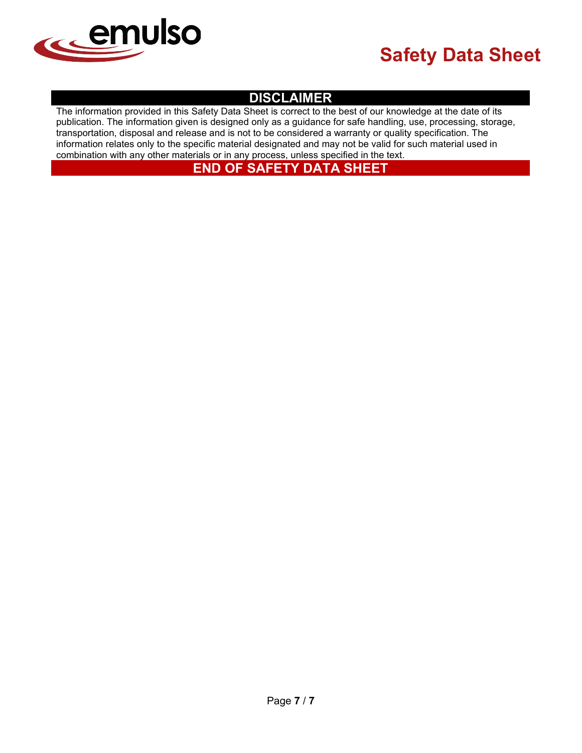## DISCLAIMER

The information provided in this Safety Data Sheet is correct to the best of our knowledge at the date of its publication. The information given is designed only as a guidance for safe handling, use, processing, storage, transportation, disposal and release and is not to be considered a warranty or quality specification. The information relates only to the specific material designated and may not be valid for such material used in combination with any other materials or in any process, unless specified in the text.

## END OF SAFETY DATA SHEET